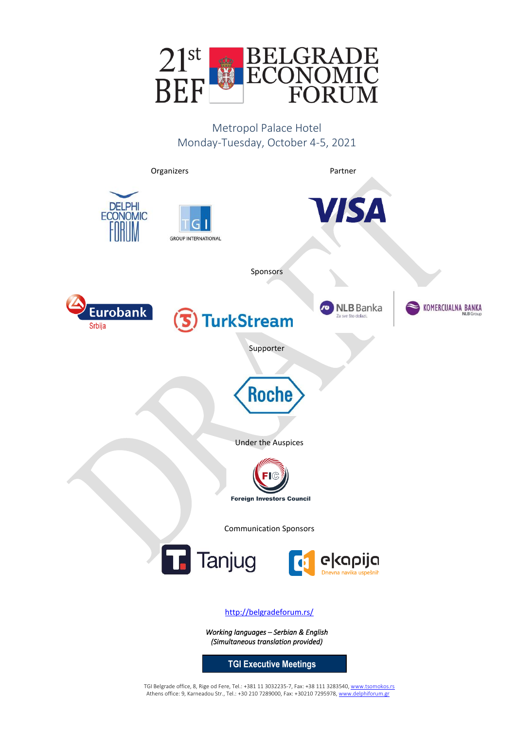# 21st BEF BELGRADE ECONOMIC FORUM

Metropol Palace Hotel
Monday-Tuesday, October 4-5, 2021

Organizers

DELPHI ECONOMIC FORUM

TGI GROUP INTERNATIONAL

Partner

VISA

Sponsors

Eurobank Srbija

TurkStream

NLB Banka Za sve što dolazi.

KOMERCIJALNA BANKA NLB Group

Supporter

Roche

Under the Auspices

FIC Foreign Investors Council

Communication Sponsors

Tanjug

ekapija Dnevna navika uspešnih

http://belgradeforum.rs/

*Working languages – Serbian & English*
*(Simultaneous translation provided)*

**TGI Executive Meetings**

TGI Belgrade office, 8, Rige od Fere, Tel.: +381 11 3032235-7, Fax: +38 111 3283540, www.tsomokos.rs
Athens office: 9, Karneadou Str., Tel.: +30 210 7289000, Fax: +30210 7295978, www.delphiforum.gr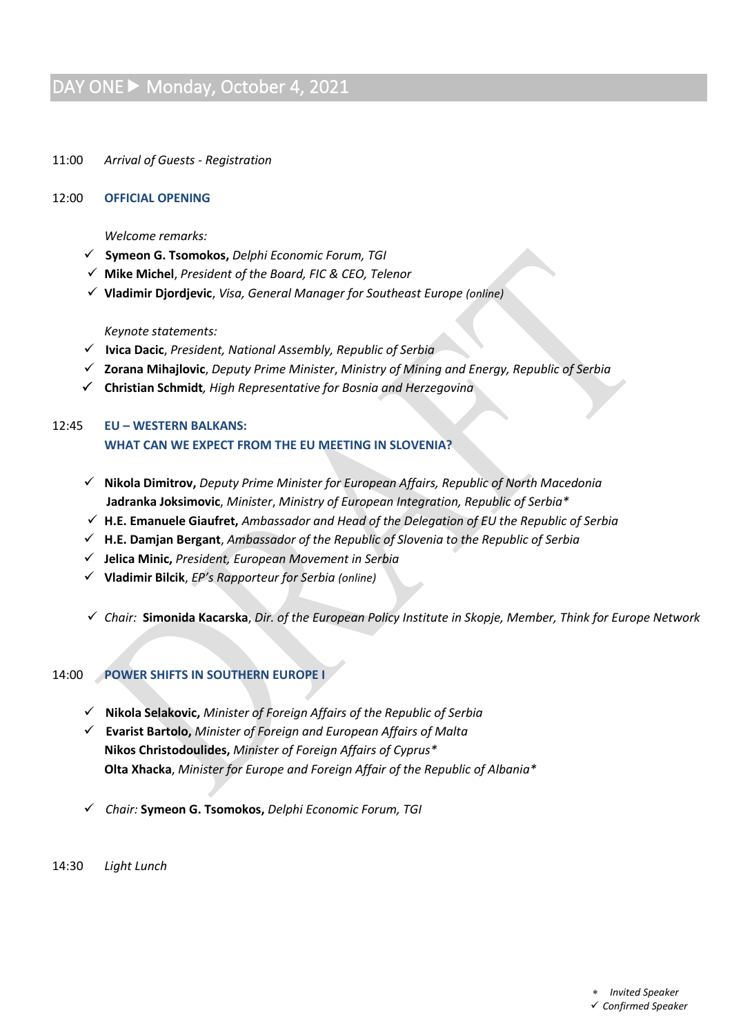## DAY ONE ▶ Monday, October 4, 2021

11:00 *Arrival of Guests - Registration*

12:00 **OFFICIAL OPENING**

*Welcome remarks:*

- ✓ **Symeon G. Tsomokos,** *Delphi Economic Forum, TGI*
- ✓ **Mike Michel**, *President of the Board, FIC & CEO, Telenor*
- ✓ **Vladimir Djordjevic**, *Visa, General Manager for Southeast Europe (online)*

*Keynote statements:*

- ✓ **Ivica Dacic**, *President, National Assembly, Republic of Serbia*
- ✓ **Zorana Mihajlovic**, *Deputy Prime Minister*, *Ministry of Mining and Energy, Republic of Serbia*
- ✓ **Christian Schmidt**, *High Representative for Bosnia and Herzegovina*

12:45 **EU – WESTERN BALKANS: WHAT CAN WE EXPECT FROM THE EU MEETING IN SLOVENIA?**

- ✓ **Nikola Dimitrov,** *Deputy Prime Minister for European Affairs, Republic of North Macedonia*
- **Jadranka Joksimovic**, *Minister*, *Ministry of European Integration, Republic of Serbia**
- ✓ **H.E. Emanuele Giaufret,** *Ambassador and Head of the Delegation of EU the Republic of Serbia*
- ✓ **H.E. Damjan Bergant**, *Ambassador of the Republic of Slovenia to the Republic of Serbia*
- ✓ **Jelica Minic,** *President, European Movement in Serbia*
- ✓ **Vladimir Bilcik**, *EP's Rapporteur for Serbia (online)*

- ✓ *Chair:* **Simonida Kacarska**, *Dir. of the European Policy Institute in Skopje, Member, Think for Europe Network*

14:00 **POWER SHIFTS IN SOUTHERN EUROPE I**

- ✓ **Nikola Selakovic,** *Minister of Foreign Affairs of the Republic of Serbia*
- ✓ **Evarist Bartolo,** *Minister of Foreign and European Affairs of Malta*
- **Nikos Christodoulides,** *Minister of Foreign Affairs of Cyprus**
- **Olta Xhacka**, *Minister for Europe and Foreign Affair of the Republic of Albania**

- ✓ *Chair:* **Symeon G. Tsomokos,** *Delphi Economic Forum, TGI*

14:30 *Light Lunch*

\* *Invited Speaker*
✓ *Confirmed Speaker*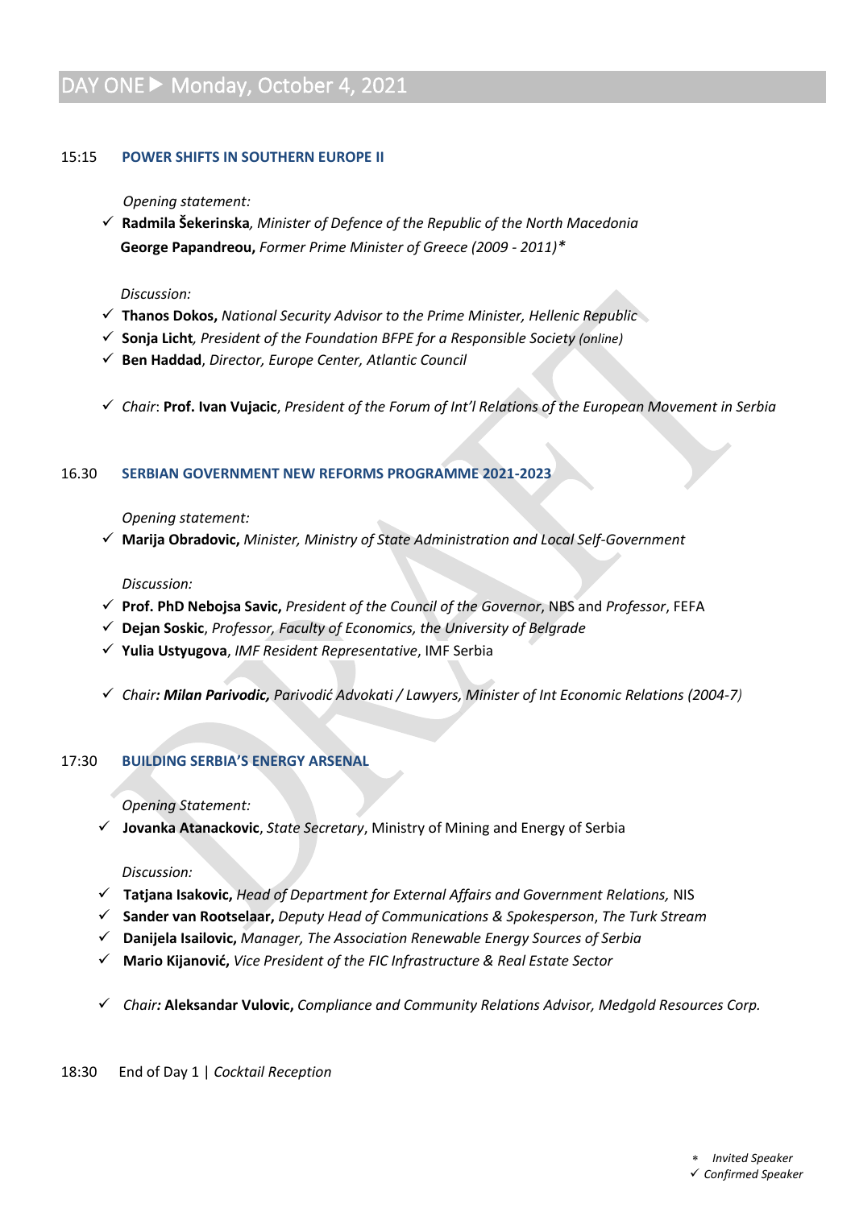## DAY ONE ▶ Monday, October 4, 2021

### 15:15 POWER SHIFTS IN SOUTHERN EUROPE II

*Opening statement:*

- ✓ **Radmila Šekerinska**, *Minister of Defence of the Republic of the North Macedonia*
- **George Papandreou,** *Former Prime Minister of Greece (2009 - 2011)\**

*Discussion:*

- ✓ **Thanos Dokos,** *National Security Advisor to the Prime Minister, Hellenic Republic*
- ✓ **Sonja Licht**, *President of the Foundation BFPE for a Responsible Society (online)*
- ✓ **Ben Haddad**, *Director, Europe Center, Atlantic Council*

- ✓ *Chair*: **Prof. Ivan Vujacic**, *President of the Forum of Int'l Relations of the European Movement in Serbia*

### 16.30 SERBIAN GOVERNMENT NEW REFORMS PROGRAMME 2021-2023

*Opening statement:*

- ✓ **Marija Obradovic,** *Minister, Ministry of State Administration and Local Self-Government*

*Discussion:*

- ✓ **Prof. PhD Nebojsa Savic,** *President of the Council of the Governor*, NBS and *Professor*, FEFA
- ✓ **Dejan Soskic**, *Professor, Faculty of Economics, the University of Belgrade*
- ✓ **Yulia Ustyugova**, *IMF Resident Representative*, IMF Serbia

- ✓ *Chair**: Milan Parivodic,*** *Parivodić Advokati / Lawyers, Minister of Int Economic Relations (2004-7)*

### 17:30 BUILDING SERBIA'S ENERGY ARSENAL

*Opening Statement:*

- ✓ **Jovanka Atanackovic**, *State Secretary*, Ministry of Mining and Energy of Serbia

*Discussion:*

- ✓ **Tatjana Isakovic,** *Head of Department for External Affairs and Government Relations,* NIS
- ✓ **Sander van Rootselaar,** *Deputy Head of Communications & Spokesperson*, *The Turk Stream*
- ✓ **Danijela Isailovic,** *Manager, The Association Renewable Energy Sources of Serbia*
- ✓ **Mario Kijanović,** *Vice President of the FIC Infrastructure & Real Estate Sector*

- ✓ *Chair:* **Aleksandar Vulovic,** *Compliance and Community Relations Advisor, Medgold Resources Corp.*

18:30 End of Day 1 | *Cocktail Reception*

\* *Invited Speaker*
✓ *Confirmed Speaker*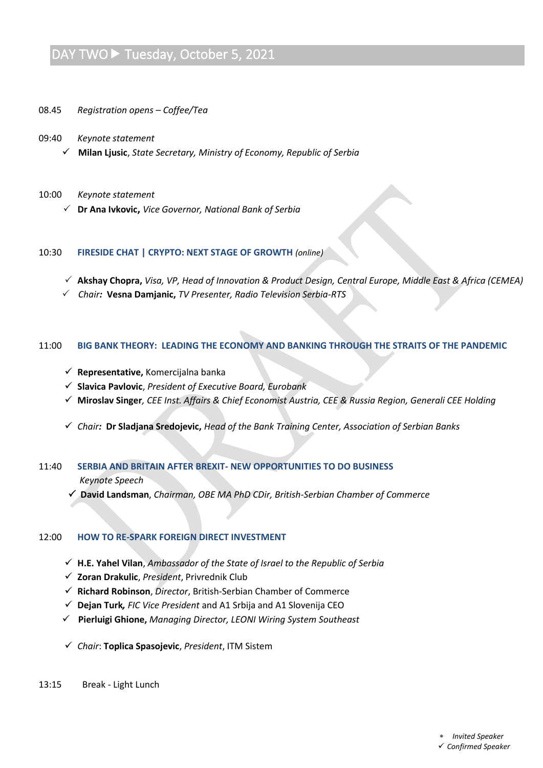## DAY TWO ▶ Tuesday, October 5, 2021

08.45 *Registration opens – Coffee/Tea*

09:40 *Keynote statement*

- ✓ **Milan Ljusic**, *State Secretary, Ministry of Economy, Republic of Serbia*

10:00 *Keynote statement*

- ✓ **Dr Ana Ivkovic,** *Vice Governor, National Bank of Serbia*

10:30 **FIRESIDE CHAT | CRYPTO: NEXT STAGE OF GROWTH** *(online)*

- ✓ **Akshay Chopra,** *Visa, VP, Head of Innovation & Product Design, Central Europe, Middle East & Africa (CEMEA)*
- ✓ *Chair:* **Vesna Damjanic,** *TV Presenter, Radio Television Serbia-RTS*

11:00 **BIG BANK THEORY: LEADING THE ECONOMY AND BANKING THROUGH THE STRAITS OF THE PANDEMIC**

- ✓ **Representative,** Komercijalna banka
- ✓ **Slavica Pavlovic**, *President of Executive Board, Eurobank*
- ✓ **Miroslav Singer***, CEE Inst. Affairs & Chief Economist Austria, CEE & Russia Region, Generali CEE Holding*
- ✓ *Chair:* **Dr Sladjana Sredojevic,** *Head of the Bank Training Center, Association of Serbian Banks*

11:40 **SERBIA AND BRITAIN AFTER BREXIT- NEW OPPORTUNITIES TO DO BUSINESS**

*Keynote Speech*

- ✓ **David Landsman**, *Chairman, OBE MA PhD CDir, British-Serbian Chamber of Commerce*

12:00 **HOW TO RE-SPARK FOREIGN DIRECT INVESTMENT**

- ✓ **H.E. Yahel Vilan**, *Ambassador of the State of Israel to the Republic of Serbia*
- ✓ **Zoran Drakulic**, *President*, Privrednik Club
- ✓ **Richard Robinson**, *Director*, British-Serbian Chamber of Commerce
- ✓ **Dejan Turk***, FIC Vice President* and A1 Srbija and A1 Slovenija CEO
- ✓ **Pierluigi Ghione,** *Managing Director, LEONI Wiring System Southeast*
- ✓ *Chair*: **Toplica Spasojevic**, *President*, ITM Sistem

13:15 Break - Light Lunch

\* *Invited Speaker*
✓ *Confirmed Speaker*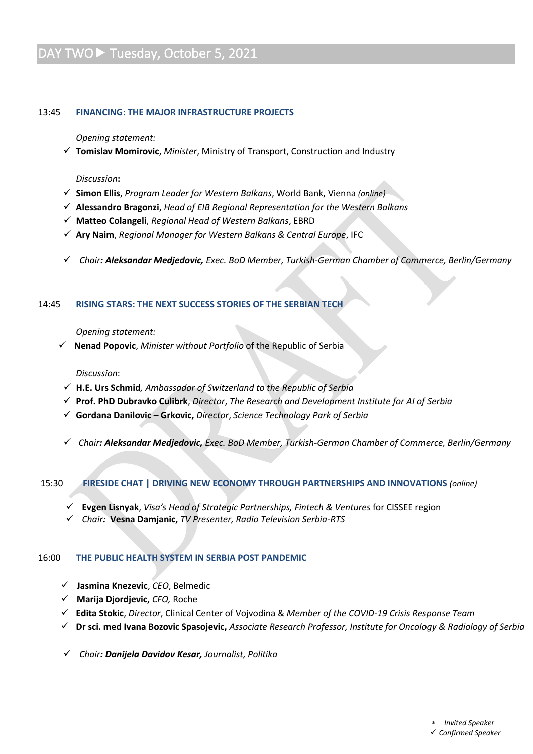# DAY TWO ▶ Tuesday, October 5, 2021

## 13:45 FINANCING: THE MAJOR INFRASTRUCTURE PROJECTS

*Opening statement:*

- ✓ **Tomislav Momirovic**, *Minister*, Ministry of Transport, Construction and Industry

*Discussion*:

- ✓ **Simon Ellis**, *Program Leader for Western Balkans*, World Bank, Vienna *(online)*
- ✓ **Alessandro Bragonzi**, *Head of EIB Regional Representation for the Western Balkans*
- ✓ **Matteo Colangeli**, *Regional Head of Western Balkans*, EBRD
- ✓ **Ary Naim**, *Regional Manager for Western Balkans & Central Europe*, IFC

- ✓ *Chair: **Aleksandar Medjedovic,** Exec. BoD Member, Turkish-German Chamber of Commerce, Berlin/Germany*

## 14:45 RISING STARS: THE NEXT SUCCESS STORIES OF THE SERBIAN TECH

*Opening statement:*

- ✓ **Nenad Popovic**, *Minister without Portfolio* of the Republic of Serbia

*Discussion*:

- ✓ **H.E. Urs Schmid**, *Ambassador of Switzerland to the Republic of Serbia*
- ✓ **Prof. PhD Dubravko Culibrk**, *Director*, *The Research and Development Institute for AI of Serbia*
- ✓ **Gordana Danilovic – Grkovic,** *Director*, *Science Technology Park of Serbia*

- ✓ *Chair: **Aleksandar Medjedovic,** Exec. BoD Member, Turkish-German Chamber of Commerce, Berlin/Germany*

## 15:30 FIRESIDE CHAT | DRIVING NEW ECONOMY THROUGH PARTNERSHIPS AND INNOVATIONS *(online)*

- ✓ **Evgen Lisnyak**, *Visa's Head of Strategic Partnerships, Fintech & Ventures* for CISSEE region
- ✓ *Chair:* **Vesna Damjanic,** *TV Presenter, Radio Television Serbia-RTS*

## 16:00 THE PUBLIC HEALTH SYSTEM IN SERBIA POST PANDEMIC

- ✓ **Jasmina Knezevic**, *CEO*, Belmedic
- ✓ **Marija Djordjevic,** *CFO,* Roche
- ✓ **Edita Stokic**, *Director*, Clinical Center of Vojvodina & *Member of the COVID-19 Crisis Response Team*
- ✓ **Dr sci. med Ivana Bozovic Spasojevic,** *Associate Research Professor, Institute for Oncology & Radiology of Serbia*

- ✓ *Chair: **Danijela Davidov Kesar,** Journalist, Politika*

- * *Invited Speaker*
- ✓ *Confirmed Speaker*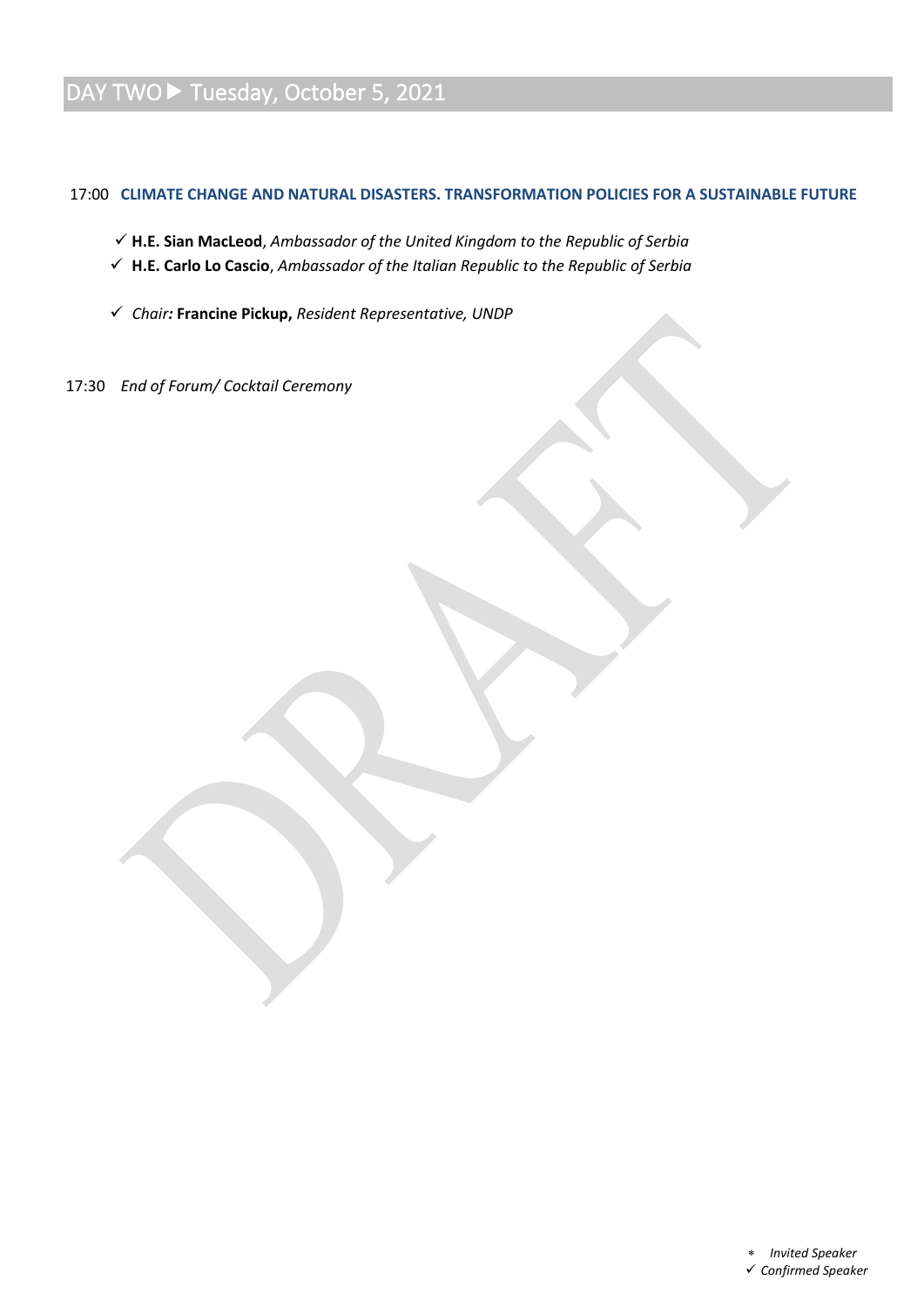## DAY TWO ▶ Tuesday, October 5, 2021

17:00 **CLIMATE CHANGE AND NATURAL DISASTERS. TRANSFORMATION POLICIES FOR A SUSTAINABLE FUTURE**

- ✓ **H.E. Sian MacLeod**, *Ambassador of the United Kingdom to the Republic of Serbia*
- ✓ **H.E. Carlo Lo Cascio**, *Ambassador of the Italian Republic to the Republic of Serbia*

- ✓ *Chair:* **Francine Pickup,** *Resident Representative, UNDP*

17:30 *End of Forum/ Cocktail Ceremony*

DRAFT

- \* *Invited Speaker*
- ✓ *Confirmed Speaker*